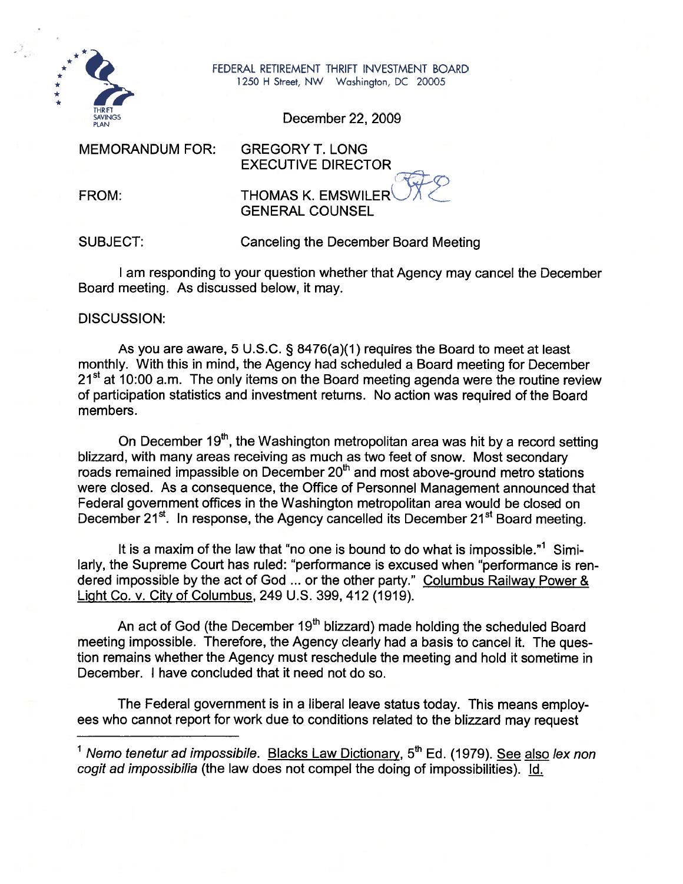FEDERAL RETIREMENT THRIFT INVESTMENT BOARD
1250 H Street, NW Washington, DC 20005

THRIFT SAVINGS PLAN

December 22, 2009

MEMORANDUM FOR: GREGORY T. LONG
EXECUTIVE DIRECTOR

FROM: THOMAS K. EMSWILER
GENERAL COUNSEL

SUBJECT: Canceling the December Board Meeting

I am responding to your question whether that Agency may cancel the December Board meeting. As discussed below, it may.

DISCUSSION:

As you are aware, 5 U.S.C. § 8476(a)(1) requires the Board to meet at least monthly. With this in mind, the Agency had scheduled a Board meeting for December 21st at 10:00 a.m. The only items on the Board meeting agenda were the routine review of participation statistics and investment returns. No action was required of the Board members.

On December 19th, the Washington metropolitan area was hit by a record setting blizzard, with many areas receiving as much as two feet of snow. Most secondary roads remained impassible on December 20th and most above-ground metro stations were closed. As a consequence, the Office of Personnel Management announced that Federal government offices in the Washington metropolitan area would be closed on December 21st. In response, the Agency cancelled its December 21st Board meeting.

It is a maxim of the law that "no one is bound to do what is impossible."[1] Similarly, the Supreme Court has ruled: "performance is excused when "performance is rendered impossible by the act of God ... or the other party." Columbus Railway Power & Light Co. v. City of Columbus, 249 U.S. 399, 412 (1919).

An act of God (the December 19th blizzard) made holding the scheduled Board meeting impossible. Therefore, the Agency clearly had a basis to cancel it. The question remains whether the Agency must reschedule the meeting and hold it sometime in December. I have concluded that it need not do so.

The Federal government is in a liberal leave status today. This means employees who cannot report for work due to conditions related to the blizzard may request

---

[1] *Nemo tenetur ad impossibile*. Blacks Law Dictionary, 5th Ed. (1979). See also *lex non cogit ad impossibilia* (the law does not compel the doing of impossibilities). Id.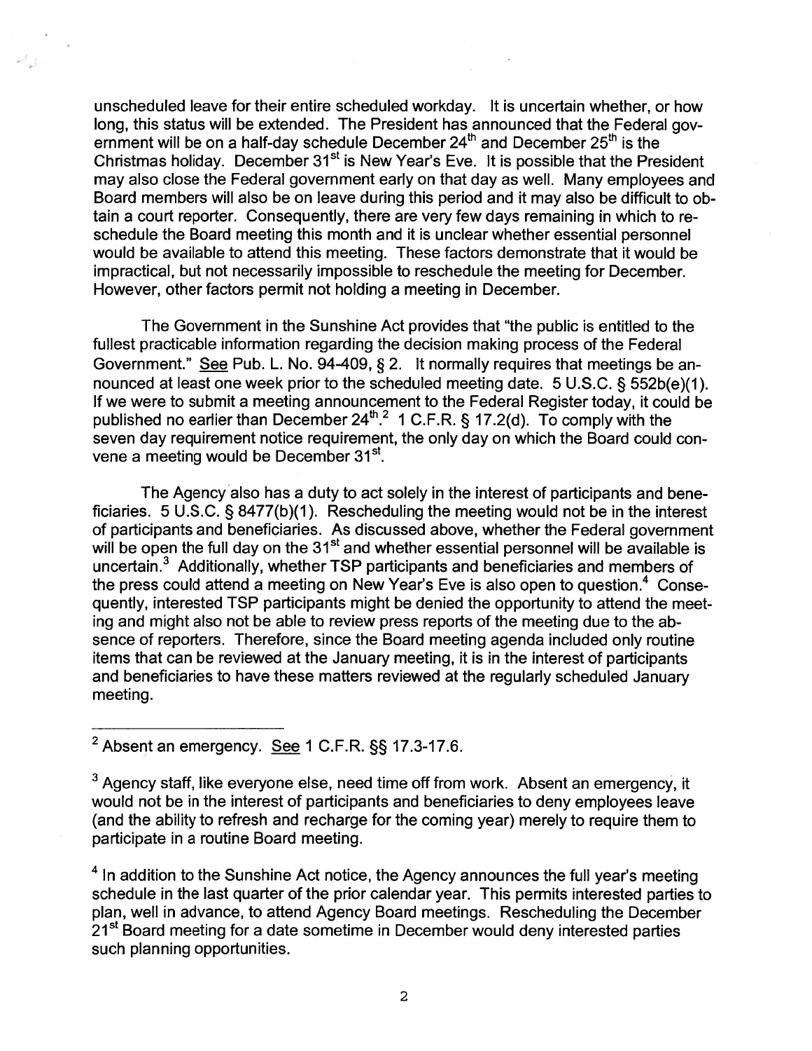unscheduled leave for their entire scheduled workday. It is uncertain whether, or how long, this status will be extended. The President has announced that the Federal government will be on a half-day schedule December 24th and December 25th is the Christmas holiday. December 31st is New Year's Eve. It is possible that the President may also close the Federal government early on that day as well. Many employees and Board members will also be on leave during this period and it may also be difficult to obtain a court reporter. Consequently, there are very few days remaining in which to reschedule the Board meeting this month and it is unclear whether essential personnel would be available to attend this meeting. These factors demonstrate that it would be impractical, but not necessarily impossible to reschedule the meeting for December. However, other factors permit not holding a meeting in December.

The Government in the Sunshine Act provides that "the public is entitled to the fullest practicable information regarding the decision making process of the Federal Government." See Pub. L. No. 94-409, § 2. It normally requires that meetings be announced at least one week prior to the scheduled meeting date. 5 U.S.C. § 552b(e)(1). If we were to submit a meeting announcement to the Federal Register today, it could be published no earlier than December 24th.[2] 1 C.F.R. § 17.2(d). To comply with the seven day requirement notice requirement, the only day on which the Board could convene a meeting would be December 31st.

The Agency also has a duty to act solely in the interest of participants and beneficiaries. 5 U.S.C. § 8477(b)(1). Rescheduling the meeting would not be in the interest of participants and beneficiaries. As discussed above, whether the Federal government will be open the full day on the 31st and whether essential personnel will be available is uncertain.[3] Additionally, whether TSP participants and beneficiaries and members of the press could attend a meeting on New Year's Eve is also open to question.[4] Consequently, interested TSP participants might be denied the opportunity to attend the meeting and might also not be able to review press reports of the meeting due to the absence of reporters. Therefore, since the Board meeting agenda included only routine items that can be reviewed at the January meeting, it is in the interest of participants and beneficiaries to have these matters reviewed at the regularly scheduled January meeting.

---

[2] Absent an emergency. See 1 C.F.R. §§ 17.3-17.6.

[3] Agency staff, like everyone else, need time off from work. Absent an emergency, it would not be in the interest of participants and beneficiaries to deny employees leave (and the ability to refresh and recharge for the coming year) merely to require them to participate in a routine Board meeting.

[4] In addition to the Sunshine Act notice, the Agency announces the full year's meeting schedule in the last quarter of the prior calendar year. This permits interested parties to plan, well in advance, to attend Agency Board meetings. Rescheduling the December 21st Board meeting for a date sometime in December would deny interested parties such planning opportunities.